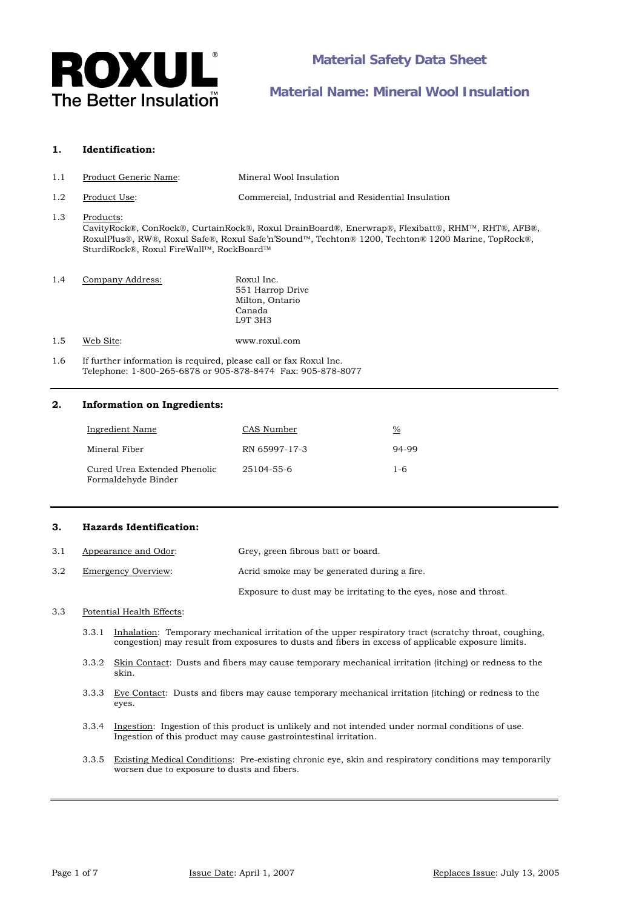**ROXUL®**
The Better Insulation™

# Material Safety Data Sheet

## Material Name: Mineral Wool Insulation

### 1. Identification:

1.1 Product Generic Name: Mineral Wool Insulation

1.2 Product Use: Commercial, Industrial and Residential Insulation

1.3 Products:
CavityRock®, ConRock®, CurtainRock®, Roxul DrainBoard®, Enerwrap®, Flexibatt®, RHM™, RHT®, AFB®, RoxulPlus®, RW®, Roxul Safe®, Roxul Safe'n'Sound™, Techton® 1200, Techton® 1200 Marine, TopRock®, SturdiRock®, Roxul FireWall™, RockBoard™

1.4 Company Address: Roxul Inc.
551 Harrop Drive
Milton, Ontario
Canada
L9T 3H3

1.5 Web Site: www.roxul.com

1.6 If further information is required, please call or fax Roxul Inc.
Telephone: 1-800-265-6878 or 905-878-8474 Fax: 905-878-8077

---

### 2. Information on Ingredients:

| Ingredient Name | CAS Number | % |
|---|---|---|
| Mineral Fiber | RN 65997-17-3 | 94-99 |
| Cured Urea Extended Phenolic Formaldehyde Binder | 25104-55-6 | 1-6 |

---

### 3. Hazards Identification:

3.1 Appearance and Odor: Grey, green fibrous batt or board.

3.2 Emergency Overview: Acrid smoke may be generated during a fire.

Exposure to dust may be irritating to the eyes, nose and throat.

3.3 Potential Health Effects:

3.3.1 Inhalation: Temporary mechanical irritation of the upper respiratory tract (scratchy throat, coughing, congestion) may result from exposures to dusts and fibers in excess of applicable exposure limits.

3.3.2 Skin Contact: Dusts and fibers may cause temporary mechanical irritation (itching) or redness to the skin.

3.3.3 Eye Contact: Dusts and fibers may cause temporary mechanical irritation (itching) or redness to the eyes.

3.3.4 Ingestion: Ingestion of this product is unlikely and not intended under normal conditions of use. Ingestion of this product may cause gastrointestinal irritation.

3.3.5 Existing Medical Conditions: Pre-existing chronic eye, skin and respiratory conditions may temporarily worsen due to exposure to dusts and fibers.

---

Issue Date: April 1, 2007 | Replaces Issue: July 13, 2005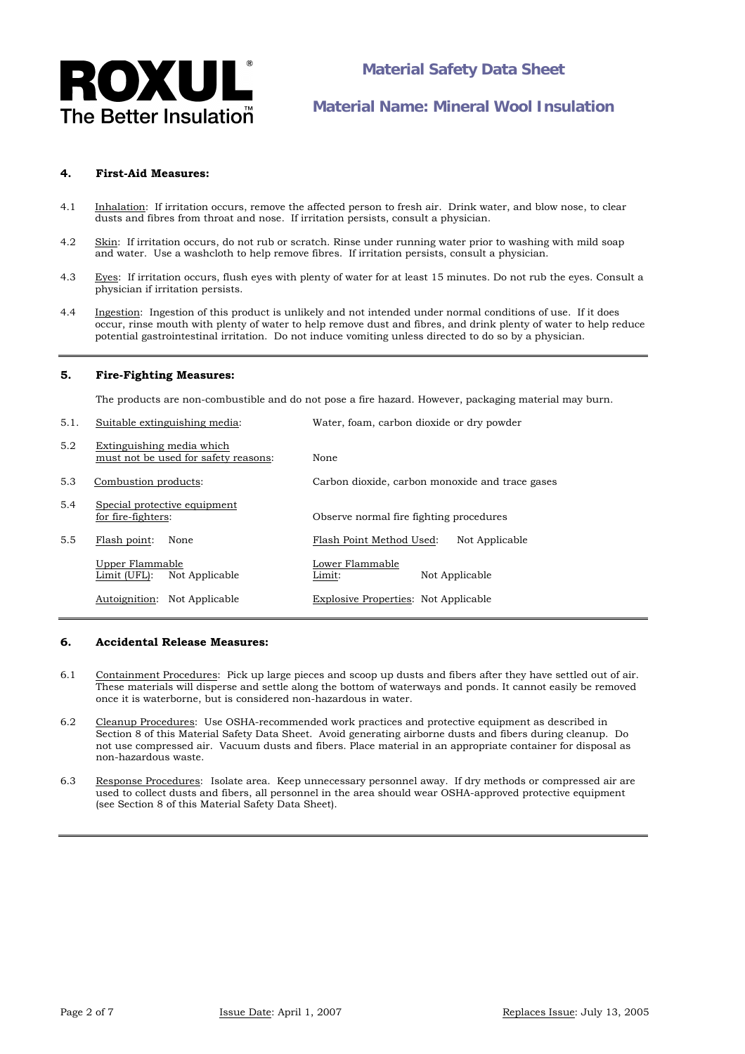## 4. First-Aid Measures:

4.1 Inhalation: If irritation occurs, remove the affected person to fresh air. Drink water, and blow nose, to clear dusts and fibres from throat and nose. If irritation persists, consult a physician.

4.2 Skin: If irritation occurs, do not rub or scratch. Rinse under running water prior to washing with mild soap and water. Use a washcloth to help remove fibres. If irritation persists, consult a physician.

4.3 Eyes: If irritation occurs, flush eyes with plenty of water for at least 15 minutes. Do not rub the eyes. Consult a physician if irritation persists.

4.4 Ingestion: Ingestion of this product is unlikely and not intended under normal conditions of use. If it does occur, rinse mouth with plenty of water to help remove dust and fibres, and drink plenty of water to help reduce potential gastrointestinal irritation. Do not induce vomiting unless directed to do so by a physician.

---

## 5. Fire-Fighting Measures:

The products are non-combustible and do not pose a fire hazard. However, packaging material may burn.

5.1. Suitable extinguishing media: Water, foam, carbon dioxide or dry powder

5.2 Extinguishing media which must not be used for safety reasons: None

5.3 Combustion products: Carbon dioxide, carbon monoxide and trace gases

5.4 Special protective equipment for fire-fighters: Observe normal fire fighting procedures

5.5 Flash point: None — Flash Point Method Used: Not Applicable

Upper Flammable Limit (UFL): Not Applicable — Lower Flammable Limit: Not Applicable

Autoignition: Not Applicable — Explosive Properties: Not Applicable

---

## 6. Accidental Release Measures:

6.1 Containment Procedures: Pick up large pieces and scoop up dusts and fibers after they have settled out of air. These materials will disperse and settle along the bottom of waterways and ponds. It cannot easily be removed once it is waterborne, but is considered non-hazardous in water.

6.2 Cleanup Procedures: Use OSHA-recommended work practices and protective equipment as described in Section 8 of this Material Safety Data Sheet. Avoid generating airborne dusts and fibers during cleanup. Do not use compressed air. Vacuum dusts and fibers. Place material in an appropriate container for disposal as non-hazardous waste.

6.3 Response Procedures: Isolate area. Keep unnecessary personnel away. If dry methods or compressed air are used to collect dusts and fibers, all personnel in the area should wear OSHA-approved protective equipment (see Section 8 of this Material Safety Data Sheet).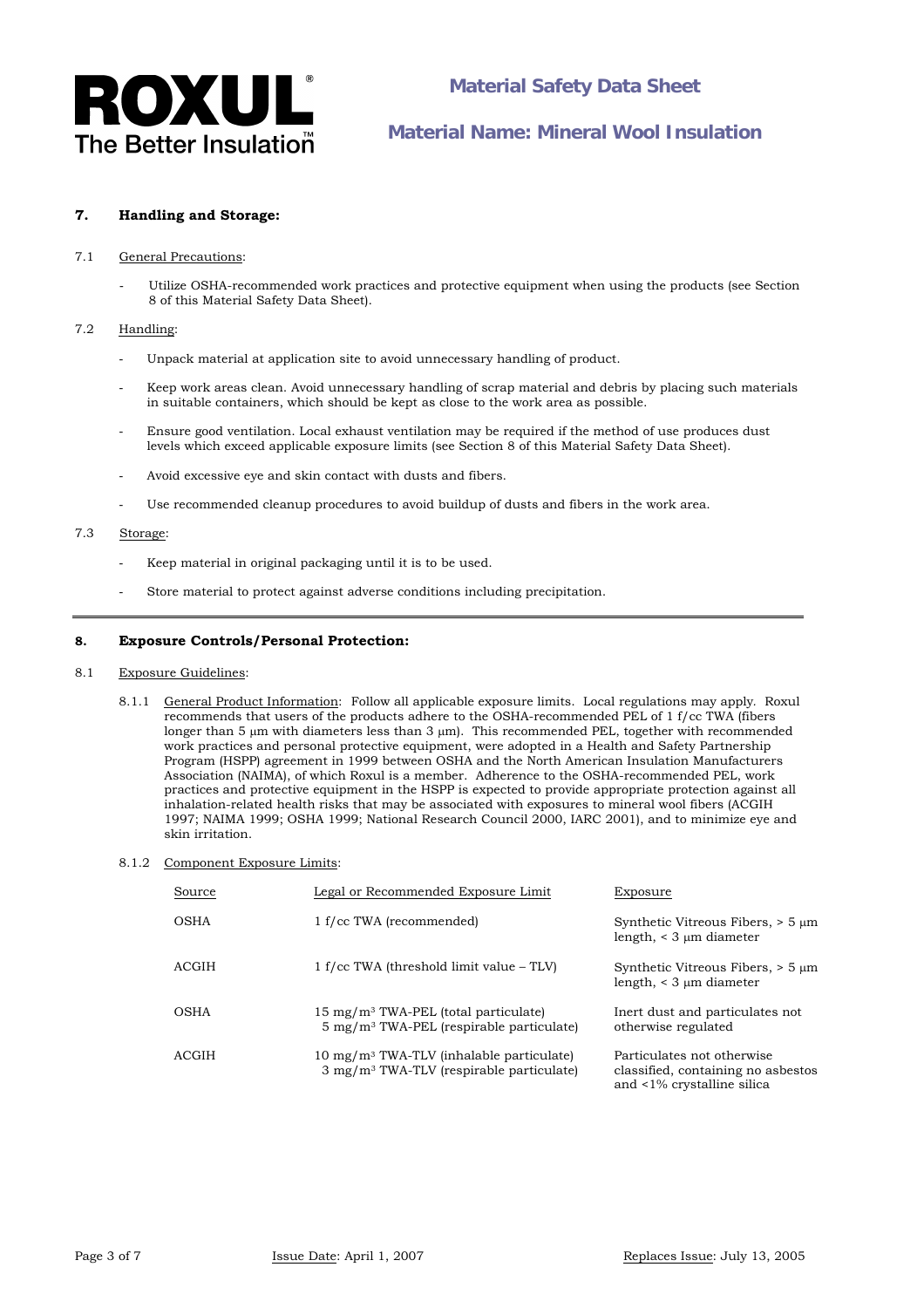## 7. Handling and Storage:

7.1 General Precautions:

- Utilize OSHA-recommended work practices and protective equipment when using the products (see Section 8 of this Material Safety Data Sheet).

7.2 Handling:

- Unpack material at application site to avoid unnecessary handling of product.
- Keep work areas clean. Avoid unnecessary handling of scrap material and debris by placing such materials in suitable containers, which should be kept as close to the work area as possible.
- Ensure good ventilation. Local exhaust ventilation may be required if the method of use produces dust levels which exceed applicable exposure limits (see Section 8 of this Material Safety Data Sheet).
- Avoid excessive eye and skin contact with dusts and fibers.
- Use recommended cleanup procedures to avoid buildup of dusts and fibers in the work area.

7.3 Storage:

- Keep material in original packaging until it is to be used.
- Store material to protect against adverse conditions including precipitation.

---

## 8. Exposure Controls/Personal Protection:

8.1 Exposure Guidelines:

8.1.1 General Product Information: Follow all applicable exposure limits. Local regulations may apply. Roxul recommends that users of the products adhere to the OSHA-recommended PEL of 1 f/cc TWA (fibers longer than 5 μm with diameters less than 3 μm). This recommended PEL, together with recommended work practices and personal protective equipment, were adopted in a Health and Safety Partnership Program (HSPP) agreement in 1999 between OSHA and the North American Insulation Manufacturers Association (NAIMA), of which Roxul is a member. Adherence to the OSHA-recommended PEL, work practices and protective equipment in the HSPP is expected to provide appropriate protection against all inhalation-related health risks that may be associated with exposures to mineral wool fibers (ACGIH 1997; NAIMA 1999; OSHA 1999; National Research Council 2000, IARC 2001), and to minimize eye and skin irritation.

8.1.2 Component Exposure Limits:

| Source | Legal or Recommended Exposure Limit | Exposure |
|---|---|---|
| OSHA | 1 f/cc TWA (recommended) | Synthetic Vitreous Fibers, > 5 μm length, < 3 μm diameter |
| ACGIH | 1 f/cc TWA (threshold limit value – TLV) | Synthetic Vitreous Fibers, > 5 μm length, < 3 μm diameter |
| OSHA | 15 mg/m$^3$ TWA-PEL (total particulate)<br>5 mg/m$^3$ TWA-PEL (respirable particulate) | Inert dust and particulates not otherwise regulated |
| ACGIH | 10 mg/m$^3$ TWA-TLV (inhalable particulate)<br>3 mg/m$^3$ TWA-TLV (respirable particulate) | Particulates not otherwise classified, containing no asbestos and <1% crystalline silica |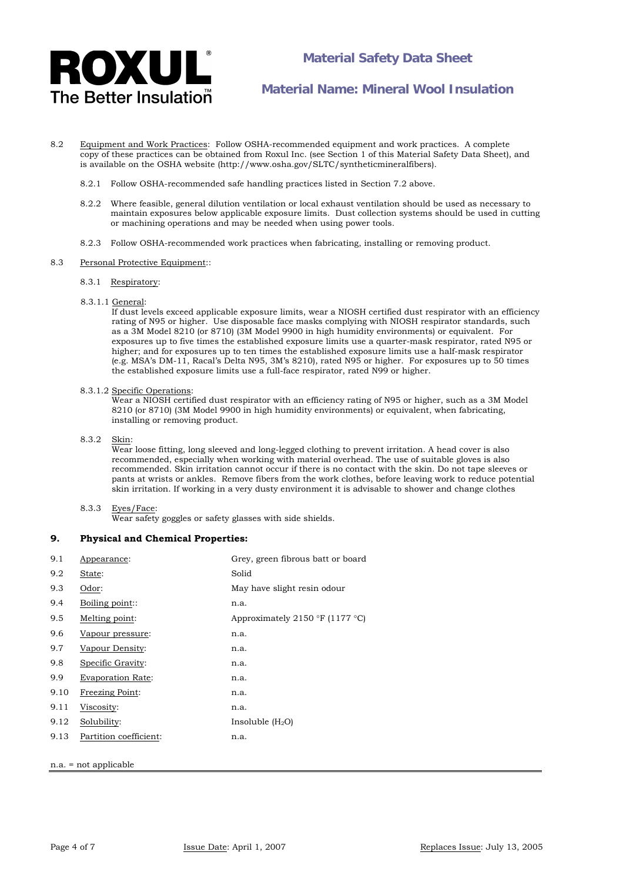8.2 Equipment and Work Practices: Follow OSHA-recommended equipment and work practices. A complete copy of these practices can be obtained from Roxul Inc. (see Section 1 of this Material Safety Data Sheet), and is available on the OSHA website (http://www.osha.gov/SLTC/syntheticmineralfibers).

8.2.1 Follow OSHA-recommended safe handling practices listed in Section 7.2 above.

8.2.2 Where feasible, general dilution ventilation or local exhaust ventilation should be used as necessary to maintain exposures below applicable exposure limits. Dust collection systems should be used in cutting or machining operations and may be needed when using power tools.

8.2.3 Follow OSHA-recommended work practices when fabricating, installing or removing product.

8.3 Personal Protective Equipment::

8.3.1 Respiratory:

8.3.1.1 General:
If dust levels exceed applicable exposure limits, wear a NIOSH certified dust respirator with an efficiency rating of N95 or higher. Use disposable face masks complying with NIOSH respirator standards, such as a 3M Model 8210 (or 8710) (3M Model 9900 in high humidity environments) or equivalent. For exposures up to five times the established exposure limits use a quarter-mask respirator, rated N95 or higher; and for exposures up to ten times the established exposure limits use a half-mask respirator (e.g. MSA's DM-11, Racal's Delta N95, 3M's 8210), rated N95 or higher. For exposures up to 50 times the established exposure limits use a full-face respirator, rated N99 or higher.

8.3.1.2 Specific Operations:
Wear a NIOSH certified dust respirator with an efficiency rating of N95 or higher, such as a 3M Model 8210 (or 8710) (3M Model 9900 in high humidity environments) or equivalent, when fabricating, installing or removing product.

8.3.2 Skin:
Wear loose fitting, long sleeved and long-legged clothing to prevent irritation. A head cover is also recommended, especially when working with material overhead. The use of suitable gloves is also recommended. Skin irritation cannot occur if there is no contact with the skin. Do not tape sleeves or pants at wrists or ankles. Remove fibers from the work clothes, before leaving work to reduce potential skin irritation. If working in a very dusty environment it is advisable to shower and change clothes

8.3.3 Eyes/Face:
Wear safety goggles or safety glasses with side shields.

## 9. Physical and Chemical Properties:

| | | |
|---|---|---|
| 9.1 | Appearance: | Grey, green fibrous batt or board |
| 9.2 | State: | Solid |
| 9.3 | Odor: | May have slight resin odour |
| 9.4 | Boiling point:: | n.a. |
| 9.5 | Melting point: | Approximately 2150 °F (1177 °C) |
| 9.6 | Vapour pressure: | n.a. |
| 9.7 | Vapour Density: | n.a. |
| 9.8 | Specific Gravity: | n.a. |
| 9.9 | Evaporation Rate: | n.a. |
| 9.10 | Freezing Point: | n.a. |
| 9.11 | Viscosity: | n.a. |
| 9.12 | Solubility: | Insoluble ($H_2O$) |
| 9.13 | Partition coefficient: | n.a. |

n.a. = not applicable

Issue Date: April 1, 2007 Replaces Issue: July 13, 2005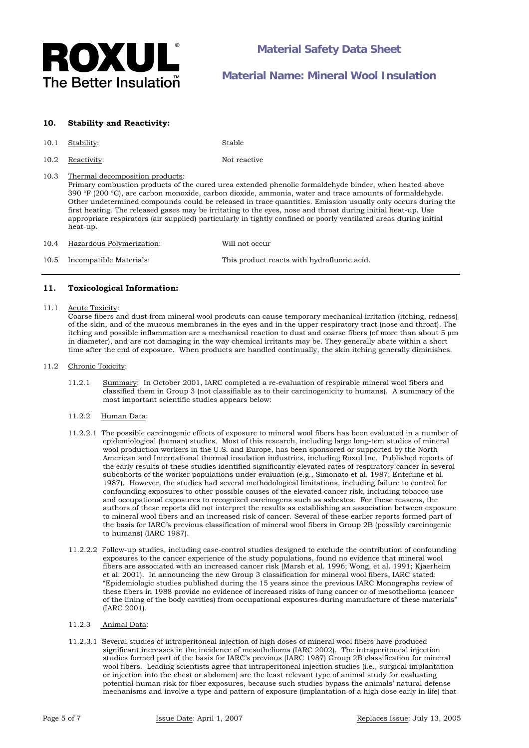## 10. Stability and Reactivity:

10.1 Stability: Stable

10.2 Reactivity: Not reactive

10.3 Thermal decomposition products:
Primary combustion products of the cured urea extended phenolic formaldehyde binder, when heated above 390 °F (200 °C), are carbon monoxide, carbon dioxide, ammonia, water and trace amounts of formaldehyde. Other undetermined compounds could be released in trace quantities. Emission usually only occurs during the first heating. The released gases may be irritating to the eyes, nose and throat during initial heat-up. Use appropriate respirators (air supplied) particularly in tightly confined or poorly ventilated areas during initial heat-up.

10.4 Hazardous Polymerization: Will not occur

10.5 Incompatible Materials: This product reacts with hydrofluoric acid.

## 11. Toxicological Information:

11.1 Acute Toxicity:
Coarse fibers and dust from mineral wool prodcuts can cause temporary mechanical irritation (itching, redness) of the skin, and of the mucous membranes in the eyes and in the upper respiratory tract (nose and throat). The itching and possible inflammation are a mechanical reaction to dust and coarse fibers (of more than about 5 μm in diameter), and are not damaging in the way chemical irritants may be. They generally abate within a short time after the end of exposure. When products are handled continually, the skin itching generally diminishes.

11.2 Chronic Toxicity:

11.2.1 Summary: In October 2001, IARC completed a re-evaluation of respirable mineral wool fibers and classified them in Group 3 (not classifiable as to their carcinogenicity to humans). A summary of the most important scientific studies appears below:

11.2.2 Human Data:

11.2.2.1 The possible carcinogenic effects of exposure to mineral wool fibers has been evaluated in a number of epidemiological (human) studies. Most of this research, including large long-tem studies of mineral wool production workers in the U.S. and Europe, has been sponsored or supported by the North American and International thermal insulation industries, including Roxul Inc. Published reports of the early results of these studies identified significantly elevated rates of respiratory cancer in several subcohorts of the worker populations under evaluation (e.g., Simonato et al. 1987; Enterline et al. 1987). However, the studies had several methodological limitations, including failure to control for confounding exposures to other possible causes of the elevated cancer risk, including tobacco use and occupational exposures to recognized carcinogens such as asbestos. For these reasons, the authors of these reports did not interpret the results as establishing an association between exposure to mineral wool fibers and an increased risk of cancer. Several of these earlier reports formed part of the basis for IARC's previous classification of mineral wool fibers in Group 2B (possibly carcinogenic to humans) (IARC 1987).

11.2.2.2 Follow-up studies, including case-control studies designed to exclude the contribution of confounding exposures to the cancer experience of the study populations, found no evidence that mineral wool fibers are associated with an increased cancer risk (Marsh et al. 1996; Wong, et al. 1991; Kjaerheim et al. 2001). In announcing the new Group 3 classification for mineral wool fibers, IARC stated: "Epidemiologic studies published during the 15 years since the previous IARC Monographs review of these fibers in 1988 provide no evidence of increased risks of lung cancer or of mesothelioma (cancer of the lining of the body cavities) from occupational exposures during manufacture of these materials" (IARC 2001).

11.2.3 Animal Data:

11.2.3.1 Several studies of intraperitoneal injection of high doses of mineral wool fibers have produced significant increases in the incidence of mesothelioma (IARC 2002). The intraperitoneal injection studies formed part of the basis for IARC's previous (IARC 1987) Group 2B classification for mineral wool fibers. Leading scientists agree that intraperitoneal injection studies (i.e., surgical implantation or injection into the chest or abdomen) are the least relevant type of animal study for evaluating potential human risk for fiber exposures, because such studies bypass the animals' natural defense mechanisms and involve a type and pattern of exposure (implantation of a high dose early in life) that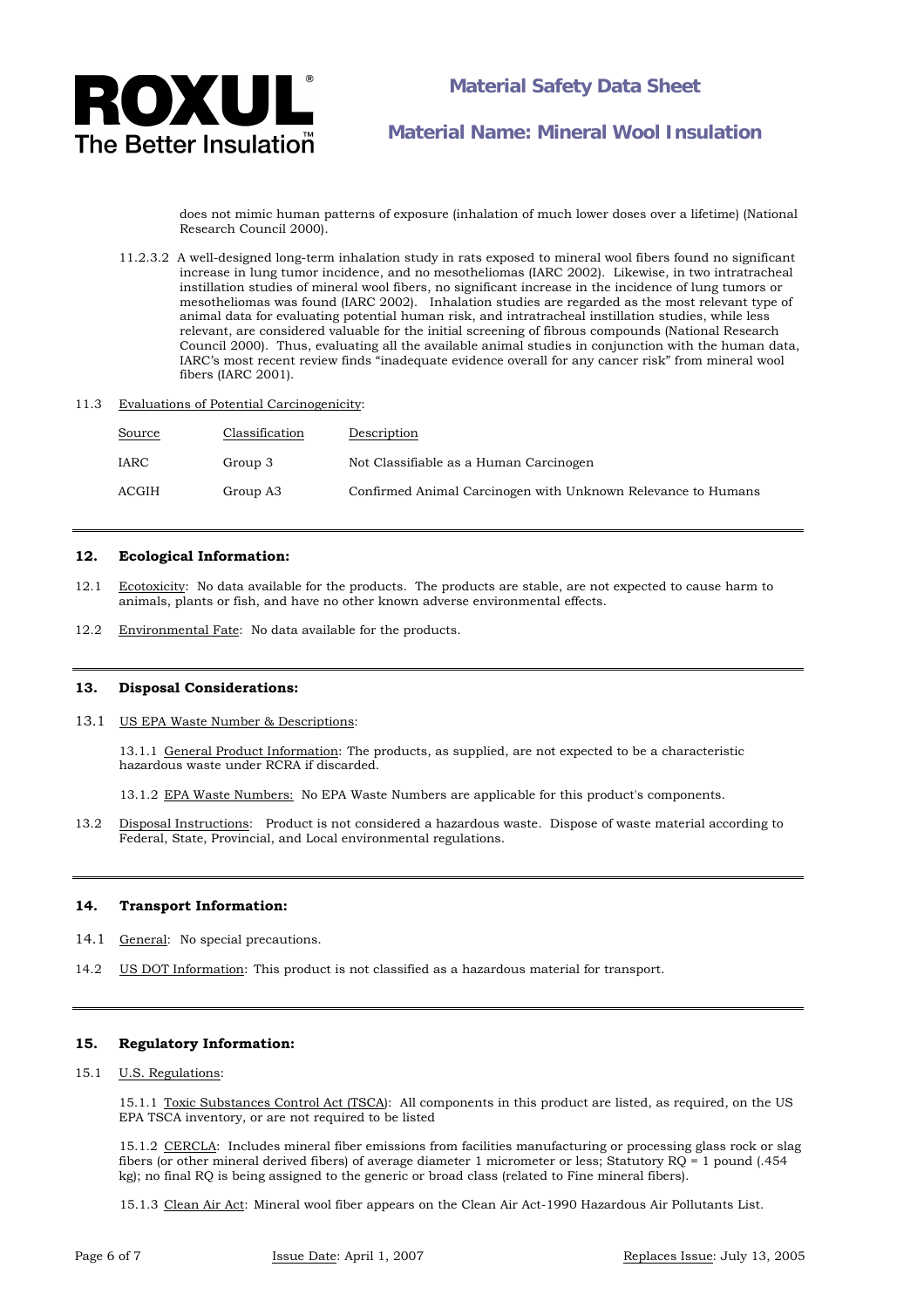does not mimic human patterns of exposure (inhalation of much lower doses over a lifetime) (National Research Council 2000).

11.2.3.2 A well-designed long-term inhalation study in rats exposed to mineral wool fibers found no significant increase in lung tumor incidence, and no mesotheliomas (IARC 2002). Likewise, in two intratracheal instillation studies of mineral wool fibers, no significant increase in the incidence of lung tumors or mesotheliomas was found (IARC 2002). Inhalation studies are regarded as the most relevant type of animal data for evaluating potential human risk, and intratracheal instillation studies, while less relevant, are considered valuable for the initial screening of fibrous compounds (National Research Council 2000). Thus, evaluating all the available animal studies in conjunction with the human data, IARC's most recent review finds "inadequate evidence overall for any cancer risk" from mineral wool fibers (IARC 2001).

11.3 Evaluations of Potential Carcinogenicity:

| Source | Classification | Description |
|---|---|---|
| IARC | Group 3 | Not Classifiable as a Human Carcinogen |
| ACGIH | Group A3 | Confirmed Animal Carcinogen with Unknown Relevance to Humans |

## 12. Ecological Information:

12.1 Ecotoxicity: No data available for the products. The products are stable, are not expected to cause harm to animals, plants or fish, and have no other known adverse environmental effects.

12.2 Environmental Fate: No data available for the products.

## 13. Disposal Considerations:

13.1 US EPA Waste Number & Descriptions:

13.1.1 General Product Information: The products, as supplied, are not expected to be a characteristic hazardous waste under RCRA if discarded.

13.1.2 EPA Waste Numbers: No EPA Waste Numbers are applicable for this product's components.

13.2 Disposal Instructions: Product is not considered a hazardous waste. Dispose of waste material according to Federal, State, Provincial, and Local environmental regulations.

## 14. Transport Information:

14.1 General: No special precautions.

14.2 US DOT Information: This product is not classified as a hazardous material for transport.

## 15. Regulatory Information:

15.1 U.S. Regulations:

15.1.1 Toxic Substances Control Act (TSCA): All components in this product are listed, as required, on the US EPA TSCA inventory, or are not required to be listed

15.1.2 CERCLA: Includes mineral fiber emissions from facilities manufacturing or processing glass rock or slag fibers (or other mineral derived fibers) of average diameter 1 micrometer or less; Statutory RQ = 1 pound (.454 kg); no final RQ is being assigned to the generic or broad class (related to Fine mineral fibers).

15.1.3 Clean Air Act: Mineral wool fiber appears on the Clean Air Act-1990 Hazardous Air Pollutants List.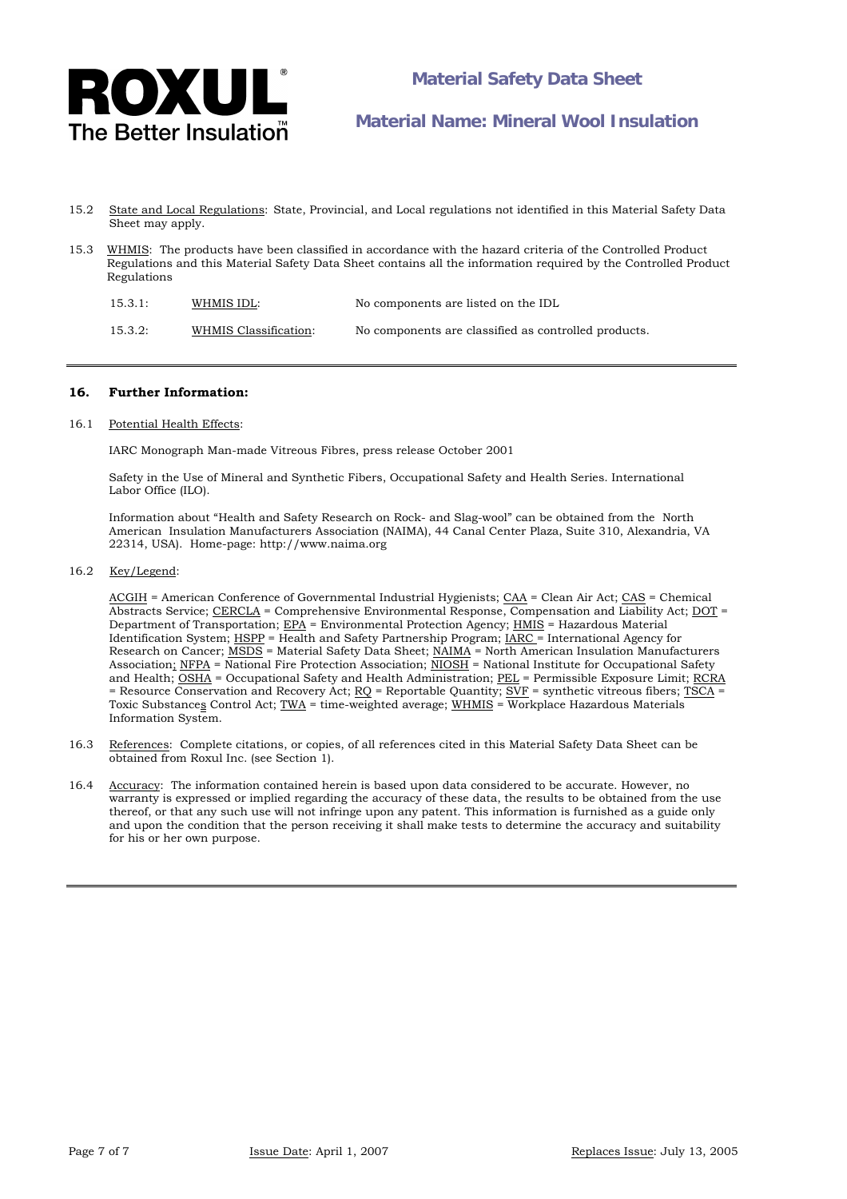15.2 State and Local Regulations: State, Provincial, and Local regulations not identified in this Material Safety Data Sheet may apply.

15.3 WHMIS: The products have been classified in accordance with the hazard criteria of the Controlled Product Regulations and this Material Safety Data Sheet contains all the information required by the Controlled Product Regulations

| | | |
|---|---|---|
| 15.3.1: | WHMIS IDL: | No components are listed on the IDL |
| 15.3.2: | WHMIS Classification: | No components are classified as controlled products. |

## 16. Further Information:

16.1 Potential Health Effects:

IARC Monograph Man-made Vitreous Fibres, press release October 2001

Safety in the Use of Mineral and Synthetic Fibers, Occupational Safety and Health Series. International Labor Office (ILO).

Information about "Health and Safety Research on Rock- and Slag-wool" can be obtained from the North American Insulation Manufacturers Association (NAIMA), 44 Canal Center Plaza, Suite 310, Alexandria, VA 22314, USA). Home-page: http://www.naima.org

16.2 Key/Legend:

ACGIH = American Conference of Governmental Industrial Hygienists; CAA = Clean Air Act; CAS = Chemical Abstracts Service; CERCLA = Comprehensive Environmental Response, Compensation and Liability Act; DOT = Department of Transportation; EPA = Environmental Protection Agency; HMIS = Hazardous Material Identification System; HSPP = Health and Safety Partnership Program; IARC = International Agency for Research on Cancer; MSDS = Material Safety Data Sheet; NAIMA = North American Insulation Manufacturers Association; NFPA = National Fire Protection Association; NIOSH = National Institute for Occupational Safety and Health; OSHA = Occupational Safety and Health Administration; PEL = Permissible Exposure Limit; RCRA = Resource Conservation and Recovery Act; RQ = Reportable Quantity; SVF = synthetic vitreous fibers; TSCA = Toxic Substances Control Act; TWA = time-weighted average; WHMIS = Workplace Hazardous Materials Information System.

16.3 References: Complete citations, or copies, of all references cited in this Material Safety Data Sheet can be obtained from Roxul Inc. (see Section 1).

16.4 Accuracy: The information contained herein is based upon data considered to be accurate. However, no warranty is expressed or implied regarding the accuracy of these data, the results to be obtained from the use thereof, or that any such use will not infringe upon any patent. This information is furnished as a guide only and upon the condition that the person receiving it shall make tests to determine the accuracy and suitability for his or her own purpose.

Issue Date: April 1, 2007 Replaces Issue: July 13, 2005